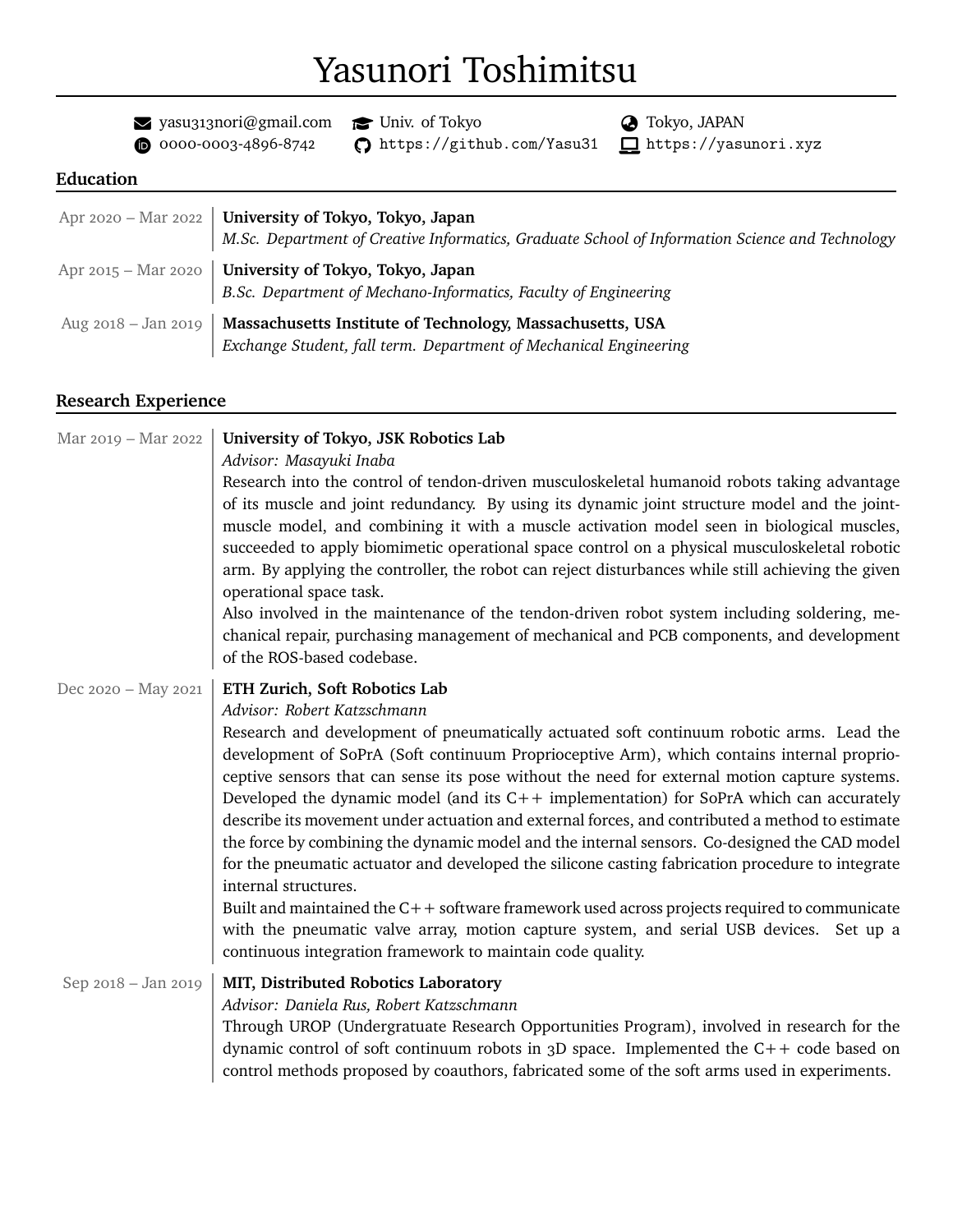# Yasunori Toshimitsu

yasu313nori@gmail.com | Univ. of Tokyo | Tokyo, JAPAN
0000-0003-4896-8742 | https://github.com/Yasu31 | https://yasunori.xyz

## Education

**Apr 2020 – Mar 2022** | **University of Tokyo, Tokyo, Japan**
*M.Sc. Department of Creative Informatics, Graduate School of Information Science and Technology*

**Apr 2015 – Mar 2020** | **University of Tokyo, Tokyo, Japan**
*B.Sc. Department of Mechano-Informatics, Faculty of Engineering*

**Aug 2018 – Jan 2019** | **Massachusetts Institute of Technology, Massachusetts, USA**
*Exchange Student, fall term. Department of Mechanical Engineering*

## Research Experience

**Mar 2019 – Mar 2022** | **University of Tokyo, JSK Robotics Lab**
*Advisor: Masayuki Inaba*

Research into the control of tendon-driven musculoskeletal humanoid robots taking advantage of its muscle and joint redundancy. By using its dynamic joint structure model and the joint-muscle model, and combining it with a muscle activation model seen in biological muscles, succeeded to apply biomimetic operational space control on a physical musculoskeletal robotic arm. By applying the controller, the robot can reject disturbances while still achieving the given operational space task.

Also involved in the maintenance of the tendon-driven robot system including soldering, mechanical repair, purchasing management of mechanical and PCB components, and development of the ROS-based codebase.

**Dec 2020 – May 2021** | **ETH Zurich, Soft Robotics Lab**
*Advisor: Robert Katzschmann*

Research and development of pneumatically actuated soft continuum robotic arms. Lead the development of SoPrA (Soft continuum Proprioceptive Arm), which contains internal proprioceptive sensors that can sense its pose without the need for external motion capture systems. Developed the dynamic model (and its C++ implementation) for SoPrA which can accurately describe its movement under actuation and external forces, and contributed a method to estimate the force by combining the dynamic model and the internal sensors. Co-designed the CAD model for the pneumatic actuator and developed the silicone casting fabrication procedure to integrate internal structures.

Built and maintained the C++ software framework used across projects required to communicate with the pneumatic valve array, motion capture system, and serial USB devices. Set up a continuous integration framework to maintain code quality.

**Sep 2018 – Jan 2019** | **MIT, Distributed Robotics Laboratory**
*Advisor: Daniela Rus, Robert Katzschmann*

Through UROP (Undergratuate Research Opportunities Program), involved in research for the dynamic control of soft continuum robots in 3D space. Implemented the C++ code based on control methods proposed by coauthors, fabricated some of the soft arms used in experiments.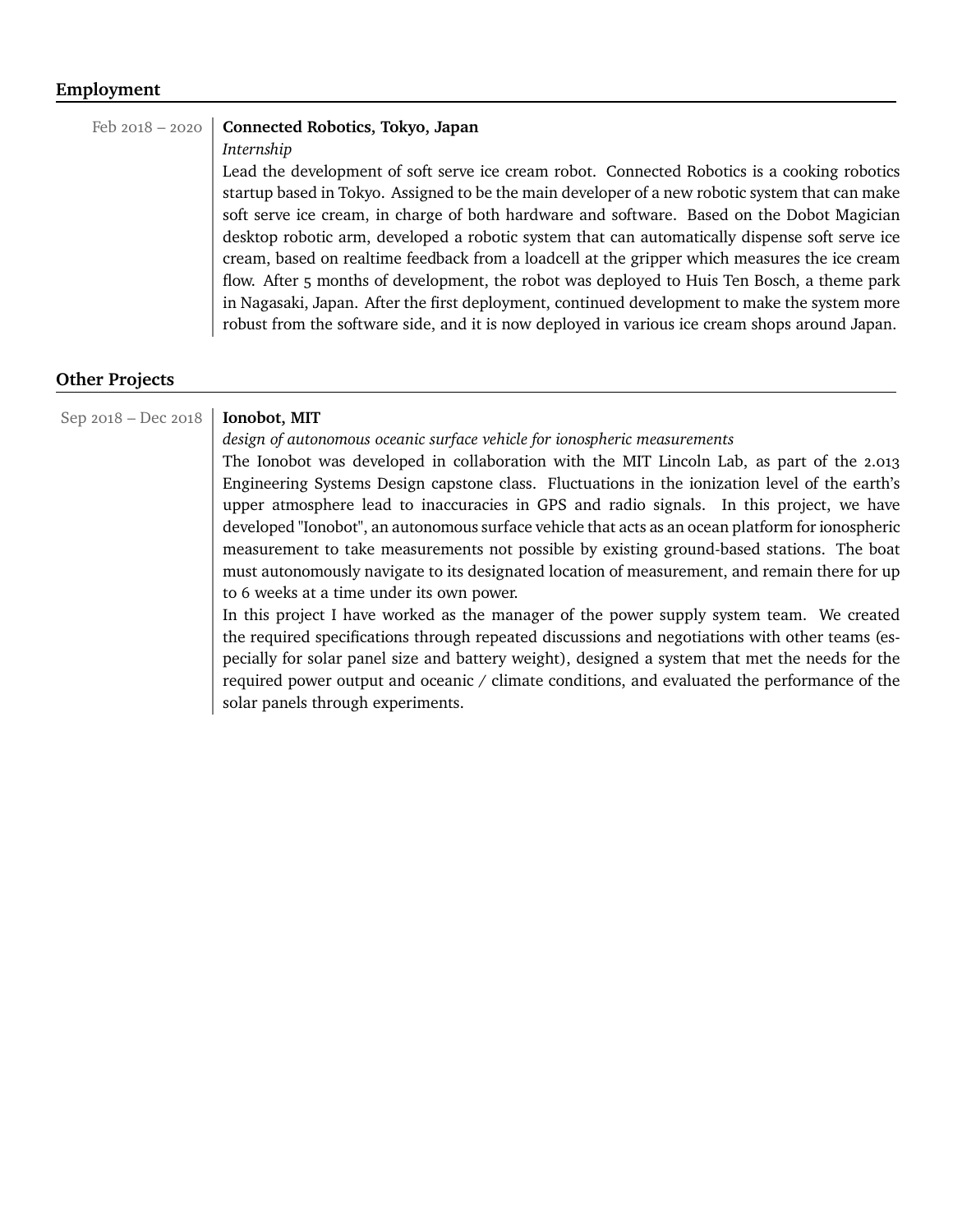## Employment

Feb 2018 – 2020 | **Connected Robotics, Tokyo, Japan**

*Internship*

Lead the development of soft serve ice cream robot. Connected Robotics is a cooking robotics startup based in Tokyo. Assigned to be the main developer of a new robotic system that can make soft serve ice cream, in charge of both hardware and software. Based on the Dobot Magician desktop robotic arm, developed a robotic system that can automatically dispense soft serve ice cream, based on realtime feedback from a loadcell at the gripper which measures the ice cream flow. After 5 months of development, the robot was deployed to Huis Ten Bosch, a theme park in Nagasaki, Japan. After the first deployment, continued development to make the system more robust from the software side, and it is now deployed in various ice cream shops around Japan.

## Other Projects

Sep 2018 – Dec 2018 | **Ionobot, MIT**

*design of autonomous oceanic surface vehicle for ionospheric measurements*

The Ionobot was developed in collaboration with the MIT Lincoln Lab, as part of the 2.013 Engineering Systems Design capstone class. Fluctuations in the ionization level of the earth's upper atmosphere lead to inaccuracies in GPS and radio signals. In this project, we have developed "Ionobot", an autonomous surface vehicle that acts as an ocean platform for ionospheric measurement to take measurements not possible by existing ground-based stations. The boat must autonomously navigate to its designated location of measurement, and remain there for up to 6 weeks at a time under its own power.

In this project I have worked as the manager of the power supply system team. We created the required specifications through repeated discussions and negotiations with other teams (especially for solar panel size and battery weight), designed a system that met the needs for the required power output and oceanic / climate conditions, and evaluated the performance of the solar panels through experiments.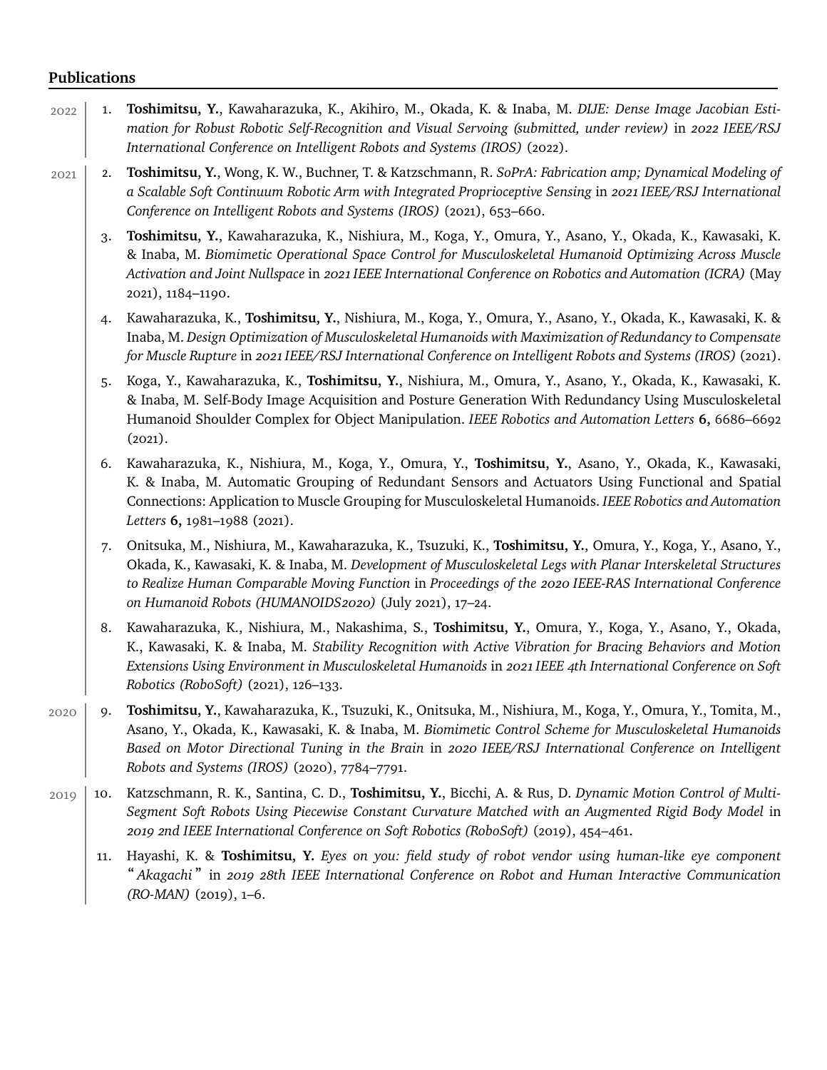## Publications

2022

1. **Toshimitsu, Y.**, Kawaharazuka, K., Akihiro, M., Okada, K. & Inaba, M. *DIJE: Dense Image Jacobian Estimation for Robust Robotic Self-Recognition and Visual Servoing (submitted, under review)* in *2022 IEEE/RSJ International Conference on Intelligent Robots and Systems (IROS)* (2022).

2021

2. **Toshimitsu, Y.**, Wong, K. W., Buchner, T. & Katzschmann, R. *SoPrA: Fabrication amp; Dynamical Modeling of a Scalable Soft Continuum Robotic Arm with Integrated Proprioceptive Sensing* in *2021 IEEE/RSJ International Conference on Intelligent Robots and Systems (IROS)* (2021), 653–660.

3. **Toshimitsu, Y.**, Kawaharazuka, K., Nishiura, M., Koga, Y., Omura, Y., Asano, Y., Okada, K., Kawasaki, K. & Inaba, M. *Biomimetic Operational Space Control for Musculoskeletal Humanoid Optimizing Across Muscle Activation and Joint Nullspace* in *2021 IEEE International Conference on Robotics and Automation (ICRA)* (May 2021), 1184–1190.

4. Kawaharazuka, K., **Toshimitsu, Y.**, Nishiura, M., Koga, Y., Omura, Y., Asano, Y., Okada, K., Kawasaki, K. & Inaba, M. *Design Optimization of Musculoskeletal Humanoids with Maximization of Redundancy to Compensate for Muscle Rupture* in *2021 IEEE/RSJ International Conference on Intelligent Robots and Systems (IROS)* (2021).

5. Koga, Y., Kawaharazuka, K., **Toshimitsu, Y.**, Nishiura, M., Omura, Y., Asano, Y., Okada, K., Kawasaki, K. & Inaba, M. Self-Body Image Acquisition and Posture Generation With Redundancy Using Musculoskeletal Humanoid Shoulder Complex for Object Manipulation. *IEEE Robotics and Automation Letters* **6,** 6686–6692 (2021).

6. Kawaharazuka, K., Nishiura, M., Koga, Y., Omura, Y., **Toshimitsu, Y.**, Asano, Y., Okada, K., Kawasaki, K. & Inaba, M. Automatic Grouping of Redundant Sensors and Actuators Using Functional and Spatial Connections: Application to Muscle Grouping for Musculoskeletal Humanoids. *IEEE Robotics and Automation Letters* **6,** 1981–1988 (2021).

7. Onitsuka, M., Nishiura, M., Kawaharazuka, K., Tsuzuki, K., **Toshimitsu, Y.**, Omura, Y., Koga, Y., Asano, Y., Okada, K., Kawasaki, K. & Inaba, M. *Development of Musculoskeletal Legs with Planar Interskeletal Structures to Realize Human Comparable Moving Function* in *Proceedings of the 2020 IEEE-RAS International Conference on Humanoid Robots (HUMANOIDS2020)* (July 2021), 17–24.

8. Kawaharazuka, K., Nishiura, M., Nakashima, S., **Toshimitsu, Y.**, Omura, Y., Koga, Y., Asano, Y., Okada, K., Kawasaki, K. & Inaba, M. *Stability Recognition with Active Vibration for Bracing Behaviors and Motion Extensions Using Environment in Musculoskeletal Humanoids* in *2021 IEEE 4th International Conference on Soft Robotics (RoboSoft)* (2021), 126–133.

2020

9. **Toshimitsu, Y.**, Kawaharazuka, K., Tsuzuki, K., Onitsuka, M., Nishiura, M., Koga, Y., Omura, Y., Tomita, M., Asano, Y., Okada, K., Kawasaki, K. & Inaba, M. *Biomimetic Control Scheme for Musculoskeletal Humanoids Based on Motor Directional Tuning in the Brain* in *2020 IEEE/RSJ International Conference on Intelligent Robots and Systems (IROS)* (2020), 7784–7791.

2019

10. Katzschmann, R. K., Santina, C. D., **Toshimitsu, Y.**, Bicchi, A. & Rus, D. *Dynamic Motion Control of Multi-Segment Soft Robots Using Piecewise Constant Curvature Matched with an Augmented Rigid Body Model* in *2019 2nd IEEE International Conference on Soft Robotics (RoboSoft)* (2019), 454–461.

11. Hayashi, K. & **Toshimitsu, Y.** *Eyes on you: field study of robot vendor using human-like eye component "Akagachi"* in *2019 28th IEEE International Conference on Robot and Human Interactive Communication (RO-MAN)* (2019), 1–6.